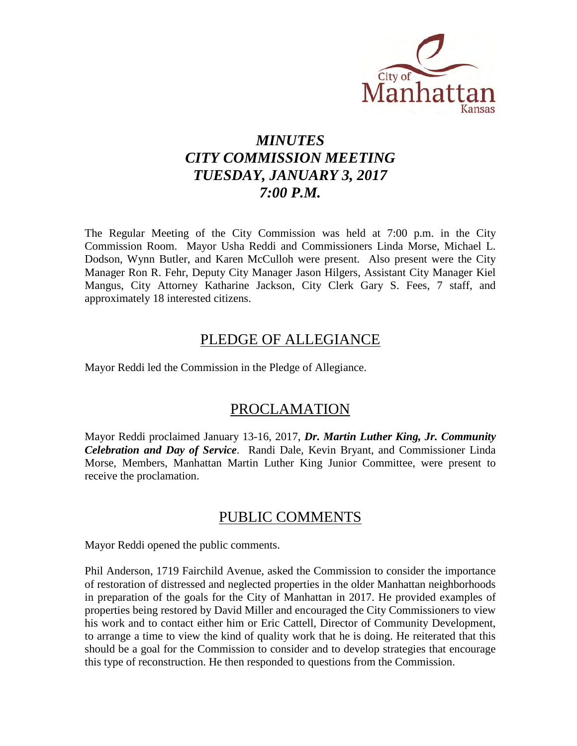City of Manhattan Kansas

# *MINUTES*
# *CITY COMMISSION MEETING*
# *TUESDAY, JANUARY 3, 2017*
# *7:00 P.M.*

The Regular Meeting of the City Commission was held at 7:00 p.m. in the City Commission Room. Mayor Usha Reddi and Commissioners Linda Morse, Michael L. Dodson, Wynn Butler, and Karen McCulloh were present. Also present were the City Manager Ron R. Fehr, Deputy City Manager Jason Hilgers, Assistant City Manager Kiel Mangus, City Attorney Katharine Jackson, City Clerk Gary S. Fees, 7 staff, and approximately 18 interested citizens.

## PLEDGE OF ALLEGIANCE

Mayor Reddi led the Commission in the Pledge of Allegiance.

## PROCLAMATION

Mayor Reddi proclaimed January 13-16, 2017, ***Dr. Martin Luther King, Jr. Community Celebration and Day of Service***. Randi Dale, Kevin Bryant, and Commissioner Linda Morse, Members, Manhattan Martin Luther King Junior Committee, were present to receive the proclamation.

## PUBLIC COMMENTS

Mayor Reddi opened the public comments.

Phil Anderson, 1719 Fairchild Avenue, asked the Commission to consider the importance of restoration of distressed and neglected properties in the older Manhattan neighborhoods in preparation of the goals for the City of Manhattan in 2017. He provided examples of properties being restored by David Miller and encouraged the City Commissioners to view his work and to contact either him or Eric Cattell, Director of Community Development, to arrange a time to view the kind of quality work that he is doing. He reiterated that this should be a goal for the Commission to consider and to develop strategies that encourage this type of reconstruction. He then responded to questions from the Commission.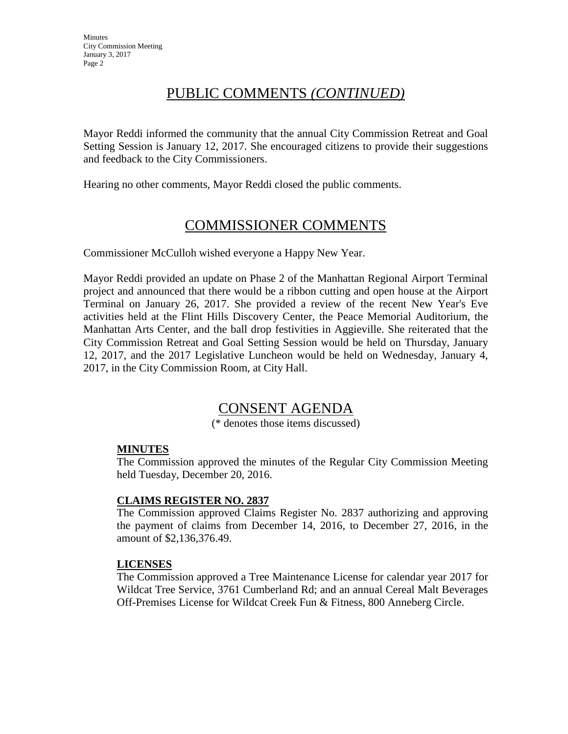## PUBLIC COMMENTS *(CONTINUED)*

Mayor Reddi informed the community that the annual City Commission Retreat and Goal Setting Session is January 12, 2017. She encouraged citizens to provide their suggestions and feedback to the City Commissioners.

Hearing no other comments, Mayor Reddi closed the public comments.

## COMMISSIONER COMMENTS

Commissioner McCulloh wished everyone a Happy New Year.

Mayor Reddi provided an update on Phase 2 of the Manhattan Regional Airport Terminal project and announced that there would be a ribbon cutting and open house at the Airport Terminal on January 26, 2017. She provided a review of the recent New Year's Eve activities held at the Flint Hills Discovery Center, the Peace Memorial Auditorium, the Manhattan Arts Center, and the ball drop festivities in Aggieville. She reiterated that the City Commission Retreat and Goal Setting Session would be held on Thursday, January 12, 2017, and the 2017 Legislative Luncheon would be held on Wednesday, January 4, 2017, in the City Commission Room, at City Hall.

## CONSENT AGENDA

(* denotes those items discussed)

### MINUTES

The Commission approved the minutes of the Regular City Commission Meeting held Tuesday, December 20, 2016.

### CLAIMS REGISTER NO. 2837

The Commission approved Claims Register No. 2837 authorizing and approving the payment of claims from December 14, 2016, to December 27, 2016, in the amount of $2,136,376.49.

### LICENSES

The Commission approved a Tree Maintenance License for calendar year 2017 for Wildcat Tree Service, 3761 Cumberland Rd; and an annual Cereal Malt Beverages Off-Premises License for Wildcat Creek Fun & Fitness, 800 Anneberg Circle.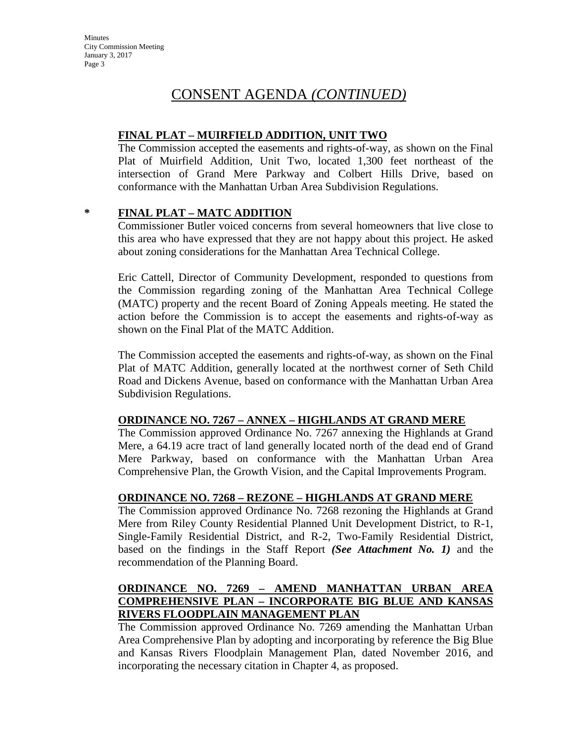# CONSENT AGENDA *(CONTINUED)*

**FINAL PLAT – MUIRFIELD ADDITION, UNIT TWO**

The Commission accepted the easements and rights-of-way, as shown on the Final Plat of Muirfield Addition, Unit Two, located 1,300 feet northeast of the intersection of Grand Mere Parkway and Colbert Hills Drive, based on conformance with the Manhattan Urban Area Subdivision Regulations.

\* **FINAL PLAT – MATC ADDITION**

Commissioner Butler voiced concerns from several homeowners that live close to this area who have expressed that they are not happy about this project. He asked about zoning considerations for the Manhattan Area Technical College.

Eric Cattell, Director of Community Development, responded to questions from the Commission regarding zoning of the Manhattan Area Technical College (MATC) property and the recent Board of Zoning Appeals meeting. He stated the action before the Commission is to accept the easements and rights-of-way as shown on the Final Plat of the MATC Addition.

The Commission accepted the easements and rights-of-way, as shown on the Final Plat of MATC Addition, generally located at the northwest corner of Seth Child Road and Dickens Avenue, based on conformance with the Manhattan Urban Area Subdivision Regulations.

**ORDINANCE NO. 7267 – ANNEX – HIGHLANDS AT GRAND MERE**

The Commission approved Ordinance No. 7267 annexing the Highlands at Grand Mere, a 64.19 acre tract of land generally located north of the dead end of Grand Mere Parkway, based on conformance with the Manhattan Urban Area Comprehensive Plan, the Growth Vision, and the Capital Improvements Program.

**ORDINANCE NO. 7268 – REZONE – HIGHLANDS AT GRAND MERE**

The Commission approved Ordinance No. 7268 rezoning the Highlands at Grand Mere from Riley County Residential Planned Unit Development District, to R-1, Single-Family Residential District, and R-2, Two-Family Residential District, based on the findings in the Staff Report ***(See Attachment No. 1)*** and the recommendation of the Planning Board.

**ORDINANCE NO. 7269 – AMEND MANHATTAN URBAN AREA COMPREHENSIVE PLAN – INCORPORATE BIG BLUE AND KANSAS RIVERS FLOODPLAIN MANAGEMENT PLAN**

The Commission approved Ordinance No. 7269 amending the Manhattan Urban Area Comprehensive Plan by adopting and incorporating by reference the Big Blue and Kansas Rivers Floodplain Management Plan, dated November 2016, and incorporating the necessary citation in Chapter 4, as proposed.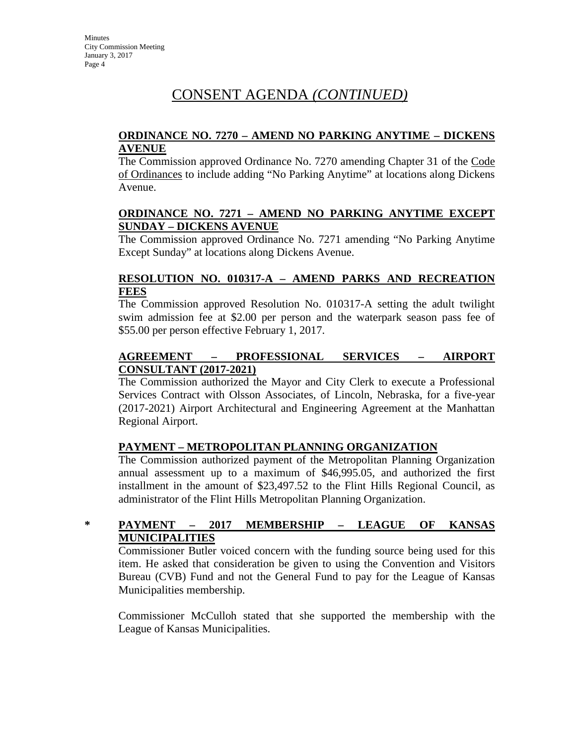# CONSENT AGENDA *(CONTINUED)*

**ORDINANCE NO. 7270 – AMEND NO PARKING ANYTIME – DICKENS AVENUE**

The Commission approved Ordinance No. 7270 amending Chapter 31 of the Code of Ordinances to include adding "No Parking Anytime" at locations along Dickens Avenue.

**ORDINANCE NO. 7271 – AMEND NO PARKING ANYTIME EXCEPT SUNDAY – DICKENS AVENUE**

The Commission approved Ordinance No. 7271 amending "No Parking Anytime Except Sunday" at locations along Dickens Avenue.

**RESOLUTION NO. 010317-A – AMEND PARKS AND RECREATION FEES**

The Commission approved Resolution No. 010317-A setting the adult twilight swim admission fee at $2.00 per person and the waterpark season pass fee of $55.00 per person effective February 1, 2017.

**AGREEMENT – PROFESSIONAL SERVICES – AIRPORT CONSULTANT (2017-2021)**

The Commission authorized the Mayor and City Clerk to execute a Professional Services Contract with Olsson Associates, of Lincoln, Nebraska, for a five-year (2017-2021) Airport Architectural and Engineering Agreement at the Manhattan Regional Airport.

**PAYMENT – METROPOLITAN PLANNING ORGANIZATION**

The Commission authorized payment of the Metropolitan Planning Organization annual assessment up to a maximum of $46,995.05, and authorized the first installment in the amount of $23,497.52 to the Flint Hills Regional Council, as administrator of the Flint Hills Metropolitan Planning Organization.

**\* PAYMENT – 2017 MEMBERSHIP – LEAGUE OF KANSAS MUNICIPALITIES**

Commissioner Butler voiced concern with the funding source being used for this item. He asked that consideration be given to using the Convention and Visitors Bureau (CVB) Fund and not the General Fund to pay for the League of Kansas Municipalities membership.

Commissioner McCulloh stated that she supported the membership with the League of Kansas Municipalities.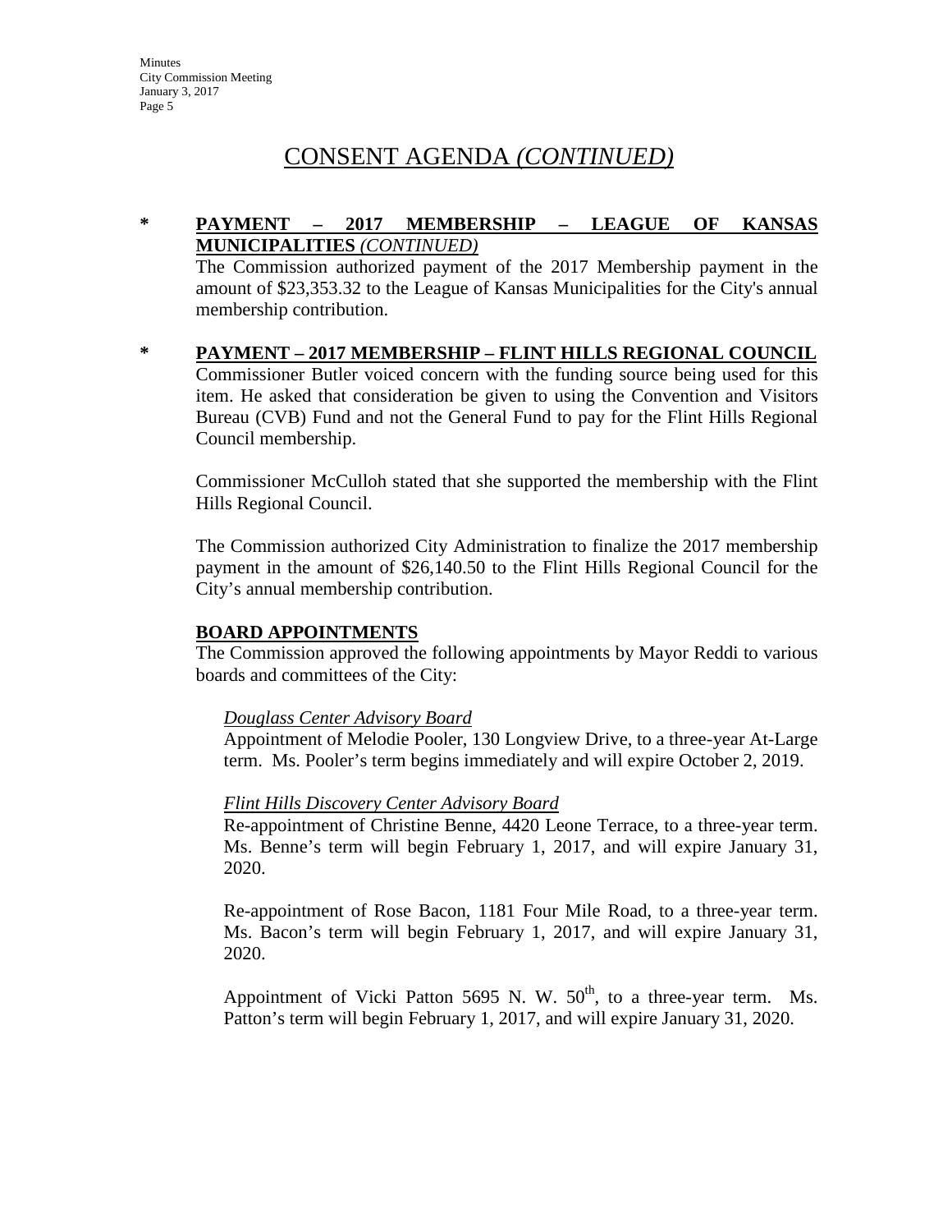# CONSENT AGENDA *(CONTINUED)*

**\* PAYMENT – 2017 MEMBERSHIP – LEAGUE OF KANSAS MUNICIPALITIES** ***(CONTINUED)***

The Commission authorized payment of the 2017 Membership payment in the amount of $23,353.32 to the League of Kansas Municipalities for the City's annual membership contribution.

**\* PAYMENT – 2017 MEMBERSHIP – FLINT HILLS REGIONAL COUNCIL**

Commissioner Butler voiced concern with the funding source being used for this item. He asked that consideration be given to using the Convention and Visitors Bureau (CVB) Fund and not the General Fund to pay for the Flint Hills Regional Council membership.

Commissioner McCulloh stated that she supported the membership with the Flint Hills Regional Council.

The Commission authorized City Administration to finalize the 2017 membership payment in the amount of $26,140.50 to the Flint Hills Regional Council for the City's annual membership contribution.

**BOARD APPOINTMENTS**

The Commission approved the following appointments by Mayor Reddi to various boards and committees of the City:

*Douglass Center Advisory Board*

Appointment of Melodie Pooler, 130 Longview Drive, to a three-year At-Large term. Ms. Pooler's term begins immediately and will expire October 2, 2019.

*Flint Hills Discovery Center Advisory Board*

Re-appointment of Christine Benne, 4420 Leone Terrace, to a three-year term. Ms. Benne's term will begin February 1, 2017, and will expire January 31, 2020.

Re-appointment of Rose Bacon, 1181 Four Mile Road, to a three-year term. Ms. Bacon's term will begin February 1, 2017, and will expire January 31, 2020.

Appointment of Vicki Patton 5695 N. W. 50th, to a three-year term. Ms. Patton's term will begin February 1, 2017, and will expire January 31, 2020.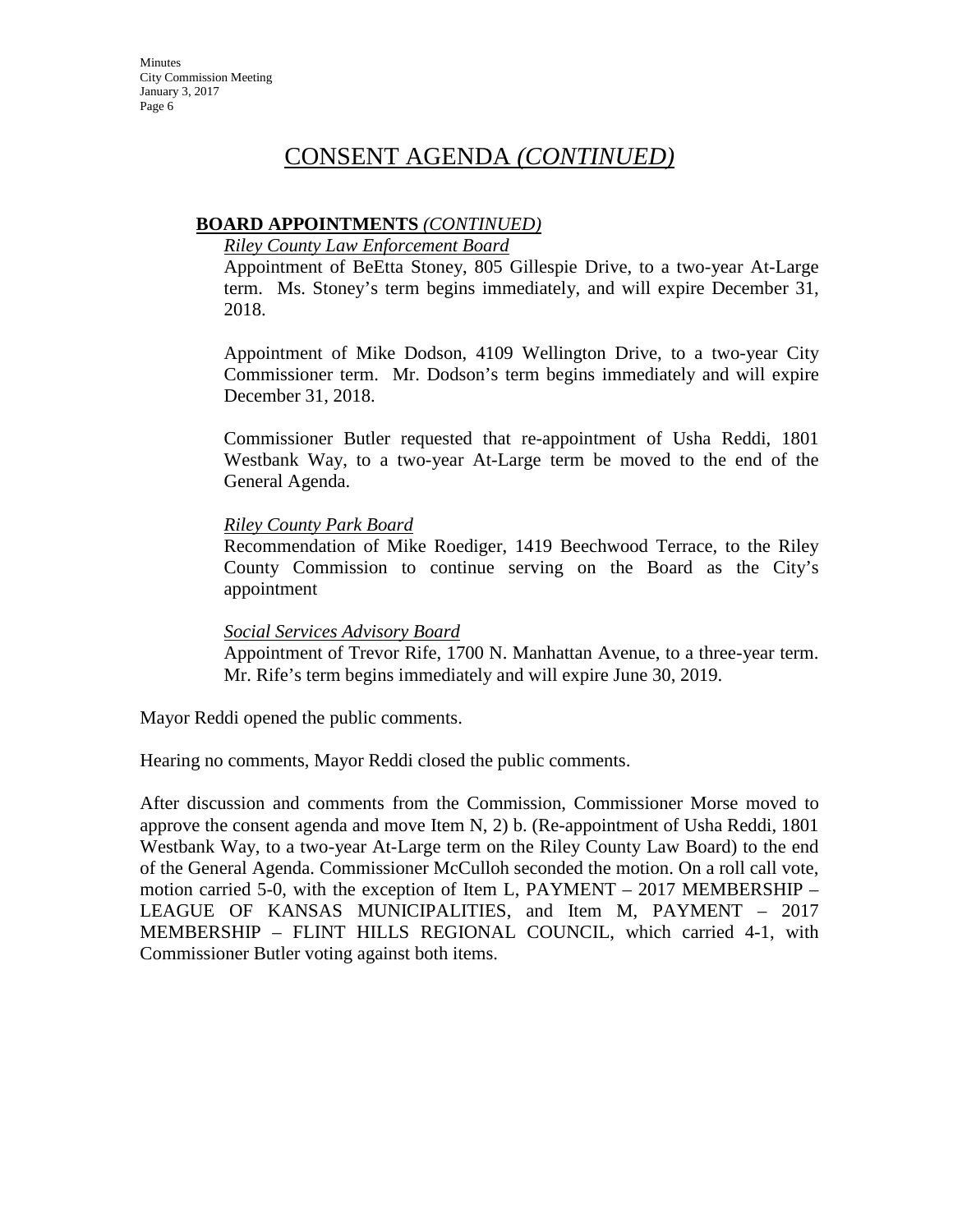## CONSENT AGENDA *(CONTINUED)*

**BOARD APPOINTMENTS** *(CONTINUED)*

*Riley County Law Enforcement Board*

Appointment of BeEtta Stoney, 805 Gillespie Drive, to a two-year At-Large term. Ms. Stoney's term begins immediately, and will expire December 31, 2018.

Appointment of Mike Dodson, 4109 Wellington Drive, to a two-year City Commissioner term. Mr. Dodson's term begins immediately and will expire December 31, 2018.

Commissioner Butler requested that re-appointment of Usha Reddi, 1801 Westbank Way, to a two-year At-Large term be moved to the end of the General Agenda.

*Riley County Park Board*

Recommendation of Mike Roediger, 1419 Beechwood Terrace, to the Riley County Commission to continue serving on the Board as the City's appointment

*Social Services Advisory Board*

Appointment of Trevor Rife, 1700 N. Manhattan Avenue, to a three-year term. Mr. Rife's term begins immediately and will expire June 30, 2019.

Mayor Reddi opened the public comments.

Hearing no comments, Mayor Reddi closed the public comments.

After discussion and comments from the Commission, Commissioner Morse moved to approve the consent agenda and move Item N, 2) b. (Re-appointment of Usha Reddi, 1801 Westbank Way, to a two-year At-Large term on the Riley County Law Board) to the end of the General Agenda. Commissioner McCulloh seconded the motion. On a roll call vote, motion carried 5-0, with the exception of Item L, PAYMENT – 2017 MEMBERSHIP – LEAGUE OF KANSAS MUNICIPALITIES, and Item M, PAYMENT – 2017 MEMBERSHIP – FLINT HILLS REGIONAL COUNCIL, which carried 4-1, with Commissioner Butler voting against both items.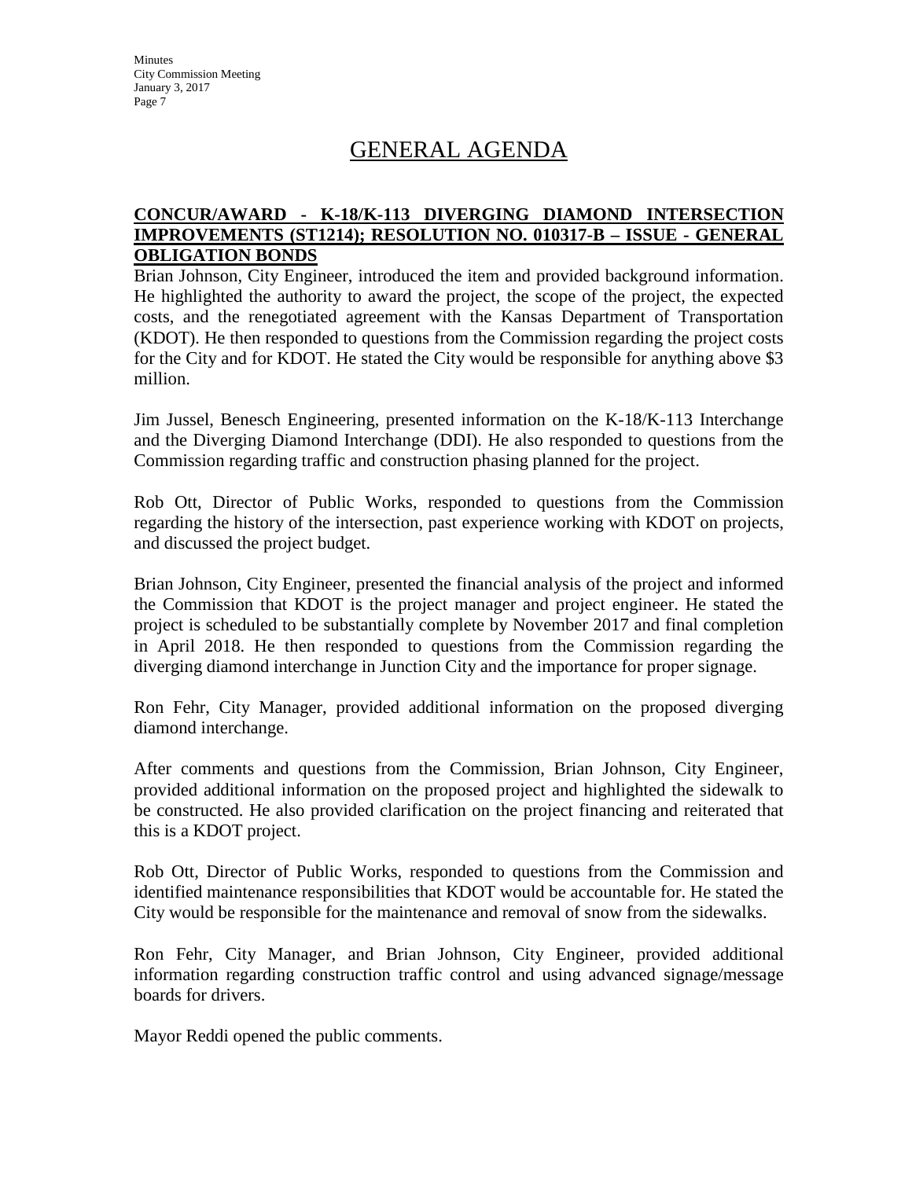# GENERAL AGENDA

**CONCUR/AWARD - K-18/K-113 DIVERGING DIAMOND INTERSECTION IMPROVEMENTS (ST1214); RESOLUTION NO. 010317-B – ISSUE - GENERAL OBLIGATION BONDS**

Brian Johnson, City Engineer, introduced the item and provided background information. He highlighted the authority to award the project, the scope of the project, the expected costs, and the renegotiated agreement with the Kansas Department of Transportation (KDOT). He then responded to questions from the Commission regarding the project costs for the City and for KDOT. He stated the City would be responsible for anything above $3 million.

Jim Jussel, Benesch Engineering, presented information on the K-18/K-113 Interchange and the Diverging Diamond Interchange (DDI). He also responded to questions from the Commission regarding traffic and construction phasing planned for the project.

Rob Ott, Director of Public Works, responded to questions from the Commission regarding the history of the intersection, past experience working with KDOT on projects, and discussed the project budget.

Brian Johnson, City Engineer, presented the financial analysis of the project and informed the Commission that KDOT is the project manager and project engineer. He stated the project is scheduled to be substantially complete by November 2017 and final completion in April 2018. He then responded to questions from the Commission regarding the diverging diamond interchange in Junction City and the importance for proper signage.

Ron Fehr, City Manager, provided additional information on the proposed diverging diamond interchange.

After comments and questions from the Commission, Brian Johnson, City Engineer, provided additional information on the proposed project and highlighted the sidewalk to be constructed. He also provided clarification on the project financing and reiterated that this is a KDOT project.

Rob Ott, Director of Public Works, responded to questions from the Commission and identified maintenance responsibilities that KDOT would be accountable for. He stated the City would be responsible for the maintenance and removal of snow from the sidewalks.

Ron Fehr, City Manager, and Brian Johnson, City Engineer, provided additional information regarding construction traffic control and using advanced signage/message boards for drivers.

Mayor Reddi opened the public comments.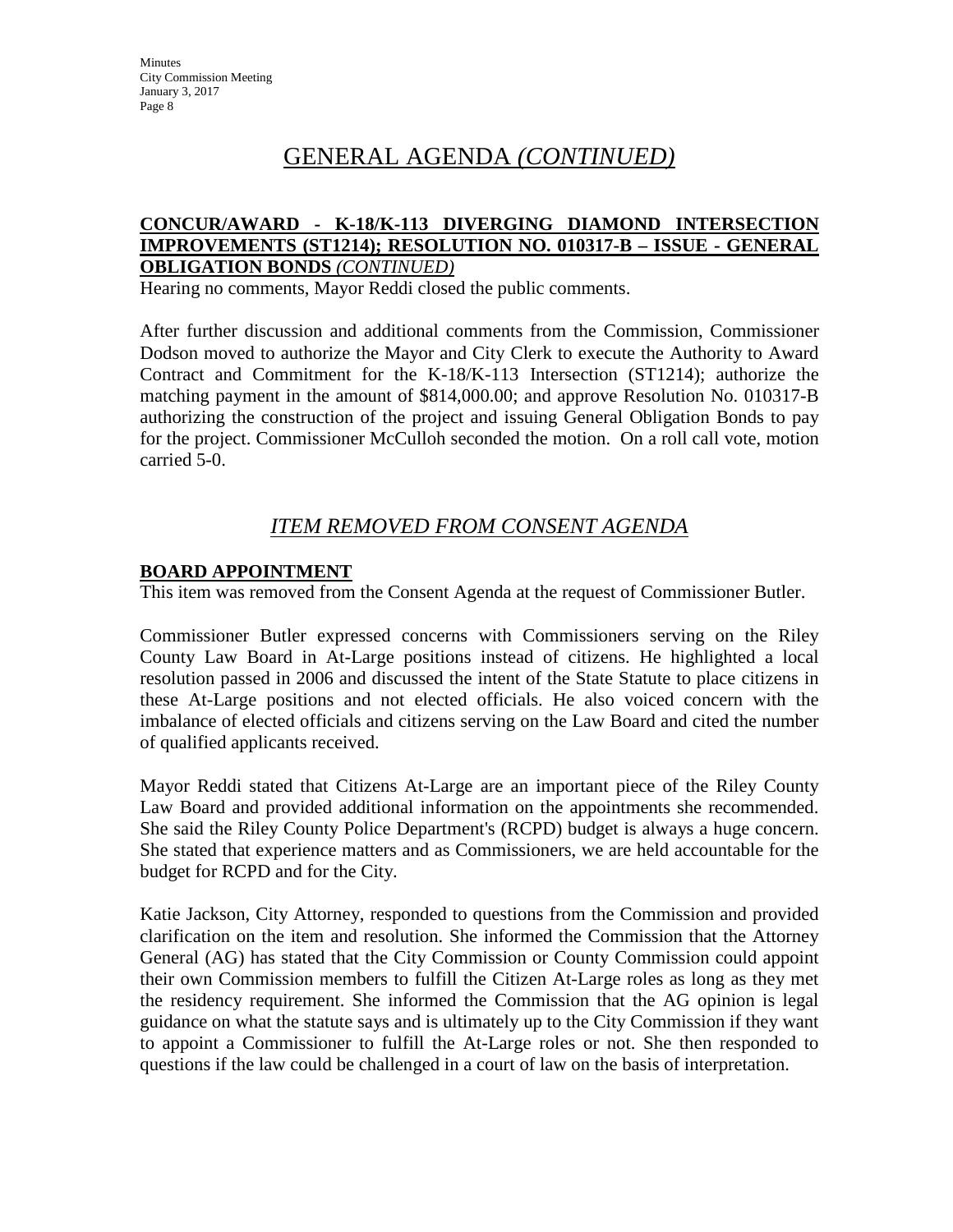# GENERAL AGENDA *(CONTINUED)*

**CONCUR/AWARD - K-18/K-113 DIVERGING DIAMOND INTERSECTION IMPROVEMENTS (ST1214); RESOLUTION NO. 010317-B – ISSUE - GENERAL OBLIGATION BONDS** ***(CONTINUED)***

Hearing no comments, Mayor Reddi closed the public comments.

After further discussion and additional comments from the Commission, Commissioner Dodson moved to authorize the Mayor and City Clerk to execute the Authority to Award Contract and Commitment for the K-18/K-113 Intersection (ST1214); authorize the matching payment in the amount of $814,000.00; and approve Resolution No. 010317-B authorizing the construction of the project and issuing General Obligation Bonds to pay for the project. Commissioner McCulloh seconded the motion. On a roll call vote, motion carried 5-0.

## *ITEM REMOVED FROM CONSENT AGENDA*

**BOARD APPOINTMENT**

This item was removed from the Consent Agenda at the request of Commissioner Butler.

Commissioner Butler expressed concerns with Commissioners serving on the Riley County Law Board in At-Large positions instead of citizens. He highlighted a local resolution passed in 2006 and discussed the intent of the State Statute to place citizens in these At-Large positions and not elected officials. He also voiced concern with the imbalance of elected officials and citizens serving on the Law Board and cited the number of qualified applicants received.

Mayor Reddi stated that Citizens At-Large are an important piece of the Riley County Law Board and provided additional information on the appointments she recommended. She said the Riley County Police Department's (RCPD) budget is always a huge concern. She stated that experience matters and as Commissioners, we are held accountable for the budget for RCPD and for the City.

Katie Jackson, City Attorney, responded to questions from the Commission and provided clarification on the item and resolution. She informed the Commission that the Attorney General (AG) has stated that the City Commission or County Commission could appoint their own Commission members to fulfill the Citizen At-Large roles as long as they met the residency requirement. She informed the Commission that the AG opinion is legal guidance on what the statute says and is ultimately up to the City Commission if they want to appoint a Commissioner to fulfill the At-Large roles or not. She then responded to questions if the law could be challenged in a court of law on the basis of interpretation.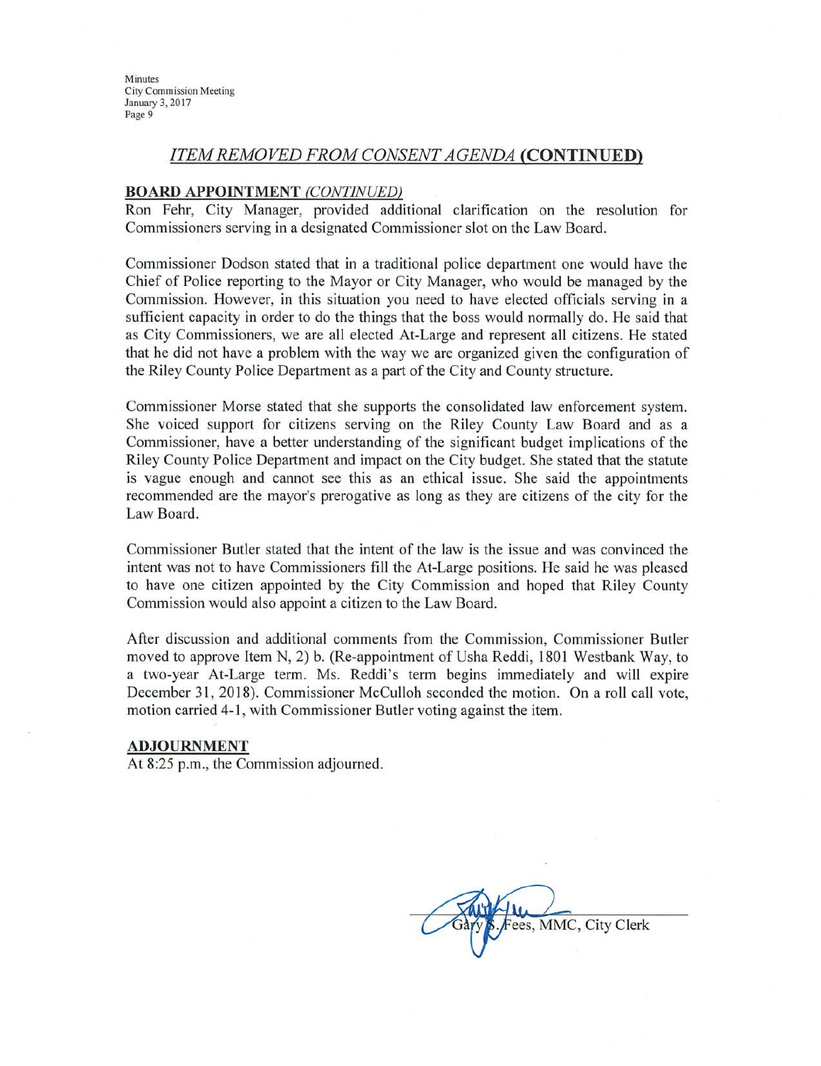## *ITEM REMOVED FROM CONSENT AGENDA* **(CONTINUED)**

**BOARD APPOINTMENT** *(CONTINUED)*

Ron Fehr, City Manager, provided additional clarification on the resolution for Commissioners serving in a designated Commissioner slot on the Law Board.

Commissioner Dodson stated that in a traditional police department one would have the Chief of Police reporting to the Mayor or City Manager, who would be managed by the Commission. However, in this situation you need to have elected officials serving in a sufficient capacity in order to do the things that the boss would normally do. He said that as City Commissioners, we are all elected At-Large and represent all citizens. He stated that he did not have a problem with the way we are organized given the configuration of the Riley County Police Department as a part of the City and County structure.

Commissioner Morse stated that she supports the consolidated law enforcement system. She voiced support for citizens serving on the Riley County Law Board and as a Commissioner, have a better understanding of the significant budget implications of the Riley County Police Department and impact on the City budget. She stated that the statute is vague enough and cannot see this as an ethical issue. She said the appointments recommended are the mayor's prerogative as long as they are citizens of the city for the Law Board.

Commissioner Butler stated that the intent of the law is the issue and was convinced the intent was not to have Commissioners fill the At-Large positions. He said he was pleased to have one citizen appointed by the City Commission and hoped that Riley County Commission would also appoint a citizen to the Law Board.

After discussion and additional comments from the Commission, Commissioner Butler moved to approve Item N, 2) b. (Re-appointment of Usha Reddi, 1801 Westbank Way, to a two-year At-Large term. Ms. Reddi's term begins immediately and will expire December 31, 2018). Commissioner McCulloh seconded the motion. On a roll call vote, motion carried 4-1, with Commissioner Butler voting against the item.

**ADJOURNMENT**

At 8:25 p.m., the Commission adjourned.

Gary S. Fees, MMC, City Clerk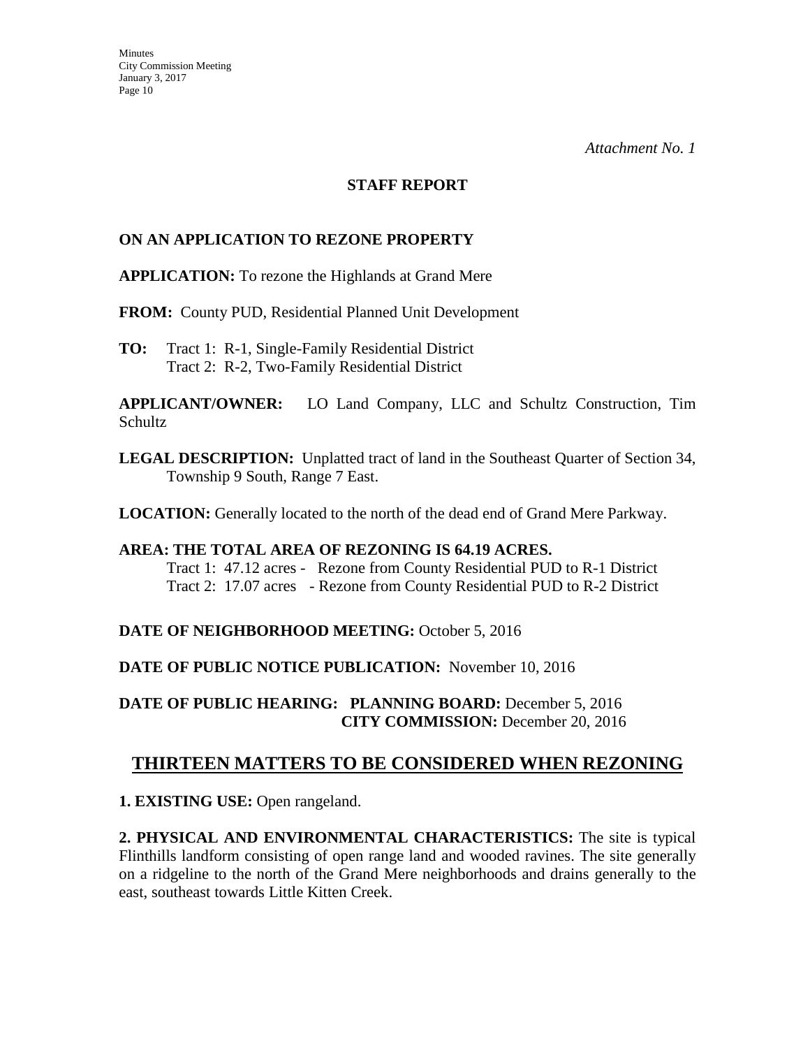*Attachment No. 1*

**STAFF REPORT**

**ON AN APPLICATION TO REZONE PROPERTY**

**APPLICATION:** To rezone the Highlands at Grand Mere

**FROM:** County PUD, Residential Planned Unit Development

**TO:** Tract 1: R-1, Single-Family Residential District
Tract 2: R-2, Two-Family Residential District

**APPLICANT/OWNER:** LO Land Company, LLC and Schultz Construction, Tim Schultz

**LEGAL DESCRIPTION:** Unplatted tract of land in the Southeast Quarter of Section 34, Township 9 South, Range 7 East.

**LOCATION:** Generally located to the north of the dead end of Grand Mere Parkway.

**AREA: THE TOTAL AREA OF REZONING IS 64.19 ACRES.**
Tract 1: 47.12 acres - Rezone from County Residential PUD to R-1 District
Tract 2: 17.07 acres - Rezone from County Residential PUD to R-2 District

**DATE OF NEIGHBORHOOD MEETING:** October 5, 2016

**DATE OF PUBLIC NOTICE PUBLICATION:** November 10, 2016

**DATE OF PUBLIC HEARING: PLANNING BOARD:** December 5, 2016
**CITY COMMISSION:** December 20, 2016

## THIRTEEN MATTERS TO BE CONSIDERED WHEN REZONING

**1. EXISTING USE:** Open rangeland.

**2. PHYSICAL AND ENVIRONMENTAL CHARACTERISTICS:** The site is typical Flinthills landform consisting of open range land and wooded ravines. The site generally on a ridgeline to the north of the Grand Mere neighborhoods and drains generally to the east, southeast towards Little Kitten Creek.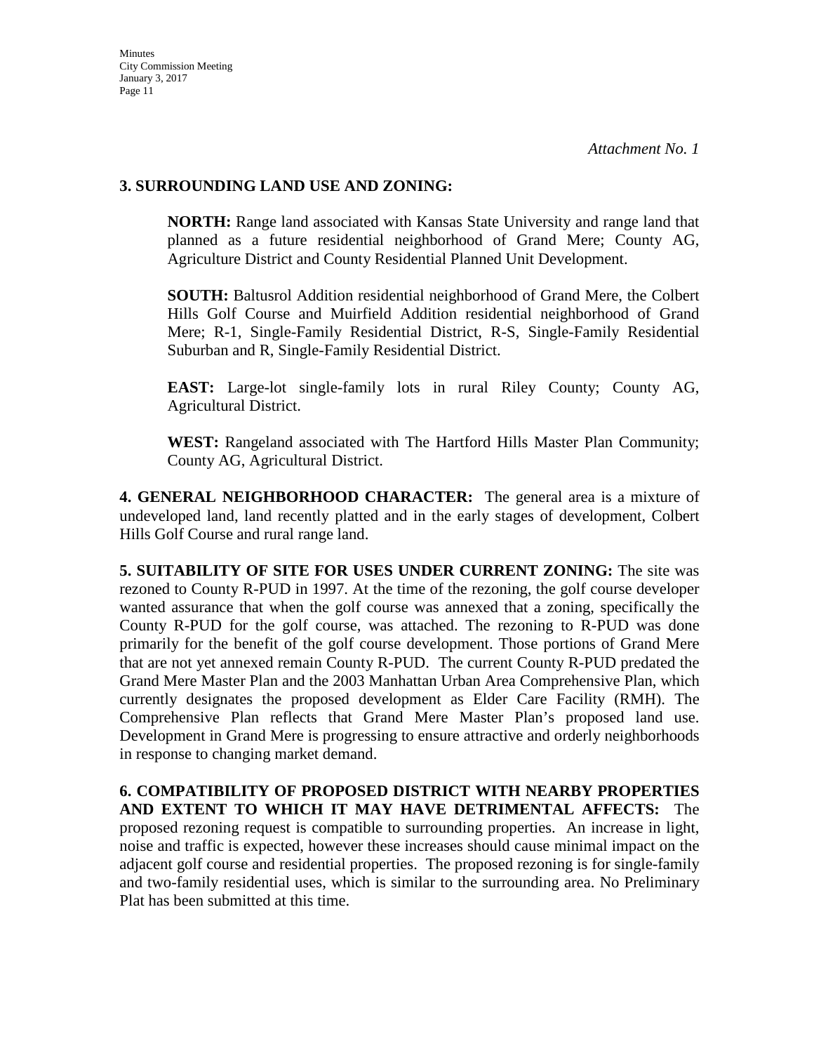*Attachment No. 1*

**3. SURROUNDING LAND USE AND ZONING:**

**NORTH:** Range land associated with Kansas State University and range land that planned as a future residential neighborhood of Grand Mere; County AG, Agriculture District and County Residential Planned Unit Development.

**SOUTH:** Baltusrol Addition residential neighborhood of Grand Mere, the Colbert Hills Golf Course and Muirfield Addition residential neighborhood of Grand Mere; R-1, Single-Family Residential District, R-S, Single-Family Residential Suburban and R, Single-Family Residential District.

**EAST:** Large-lot single-family lots in rural Riley County; County AG, Agricultural District.

**WEST:** Rangeland associated with The Hartford Hills Master Plan Community; County AG, Agricultural District.

**4. GENERAL NEIGHBORHOOD CHARACTER:** The general area is a mixture of undeveloped land, land recently platted and in the early stages of development, Colbert Hills Golf Course and rural range land.

**5. SUITABILITY OF SITE FOR USES UNDER CURRENT ZONING:** The site was rezoned to County R-PUD in 1997. At the time of the rezoning, the golf course developer wanted assurance that when the golf course was annexed that a zoning, specifically the County R-PUD for the golf course, was attached. The rezoning to R-PUD was done primarily for the benefit of the golf course development. Those portions of Grand Mere that are not yet annexed remain County R-PUD. The current County R-PUD predated the Grand Mere Master Plan and the 2003 Manhattan Urban Area Comprehensive Plan, which currently designates the proposed development as Elder Care Facility (RMH). The Comprehensive Plan reflects that Grand Mere Master Plan's proposed land use. Development in Grand Mere is progressing to ensure attractive and orderly neighborhoods in response to changing market demand.

**6. COMPATIBILITY OF PROPOSED DISTRICT WITH NEARBY PROPERTIES AND EXTENT TO WHICH IT MAY HAVE DETRIMENTAL AFFECTS:** The proposed rezoning request is compatible to surrounding properties. An increase in light, noise and traffic is expected, however these increases should cause minimal impact on the adjacent golf course and residential properties. The proposed rezoning is for single-family and two-family residential uses, which is similar to the surrounding area. No Preliminary Plat has been submitted at this time.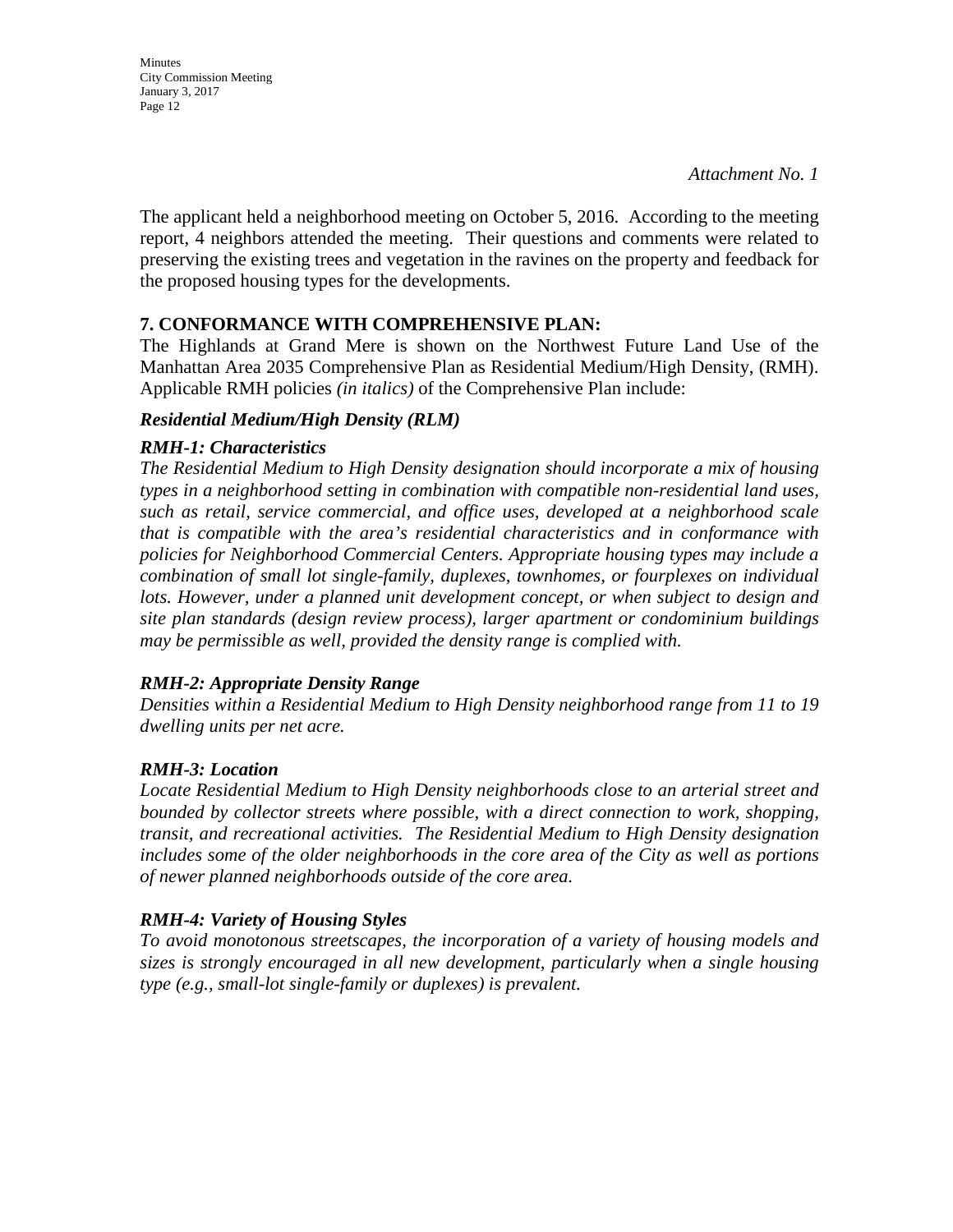*Attachment No. 1*

The applicant held a neighborhood meeting on October 5, 2016. According to the meeting report, 4 neighbors attended the meeting. Their questions and comments were related to preserving the existing trees and vegetation in the ravines on the property and feedback for the proposed housing types for the developments.

**7. CONFORMANCE WITH COMPREHENSIVE PLAN:**

The Highlands at Grand Mere is shown on the Northwest Future Land Use of the Manhattan Area 2035 Comprehensive Plan as Residential Medium/High Density, (RMH). Applicable RMH policies *(in italics)* of the Comprehensive Plan include:

***Residential Medium/High Density (RLM)***

***RMH-1: Characteristics***

*The Residential Medium to High Density designation should incorporate a mix of housing types in a neighborhood setting in combination with compatible non-residential land uses, such as retail, service commercial, and office uses, developed at a neighborhood scale that is compatible with the area's residential characteristics and in conformance with policies for Neighborhood Commercial Centers. Appropriate housing types may include a combination of small lot single-family, duplexes, townhomes, or fourplexes on individual lots. However, under a planned unit development concept, or when subject to design and site plan standards (design review process), larger apartment or condominium buildings may be permissible as well, provided the density range is complied with.*

***RMH-2: Appropriate Density Range***

*Densities within a Residential Medium to High Density neighborhood range from 11 to 19 dwelling units per net acre.*

***RMH-3: Location***

*Locate Residential Medium to High Density neighborhoods close to an arterial street and bounded by collector streets where possible, with a direct connection to work, shopping, transit, and recreational activities. The Residential Medium to High Density designation includes some of the older neighborhoods in the core area of the City as well as portions of newer planned neighborhoods outside of the core area.*

***RMH-4: Variety of Housing Styles***

*To avoid monotonous streetscapes, the incorporation of a variety of housing models and sizes is strongly encouraged in all new development, particularly when a single housing type (e.g., small-lot single-family or duplexes) is prevalent.*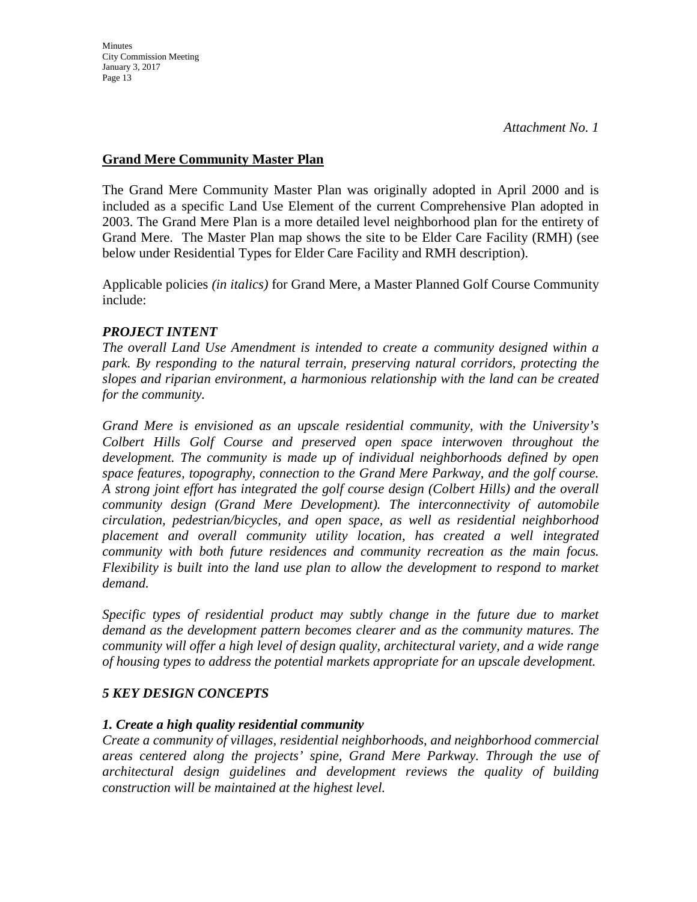*Attachment No. 1*

## **Grand Mere Community Master Plan**

The Grand Mere Community Master Plan was originally adopted in April 2000 and is included as a specific Land Use Element of the current Comprehensive Plan adopted in 2003. The Grand Mere Plan is a more detailed level neighborhood plan for the entirety of Grand Mere. The Master Plan map shows the site to be Elder Care Facility (RMH) (see below under Residential Types for Elder Care Facility and RMH description).

Applicable policies *(in italics)* for Grand Mere, a Master Planned Golf Course Community include:

### ***PROJECT INTENT***

*The overall Land Use Amendment is intended to create a community designed within a park. By responding to the natural terrain, preserving natural corridors, protecting the slopes and riparian environment, a harmonious relationship with the land can be created for the community.*

*Grand Mere is envisioned as an upscale residential community, with the University's Colbert Hills Golf Course and preserved open space interwoven throughout the development. The community is made up of individual neighborhoods defined by open space features, topography, connection to the Grand Mere Parkway, and the golf course. A strong joint effort has integrated the golf course design (Colbert Hills) and the overall community design (Grand Mere Development). The interconnectivity of automobile circulation, pedestrian/bicycles, and open space, as well as residential neighborhood placement and overall community utility location, has created a well integrated community with both future residences and community recreation as the main focus. Flexibility is built into the land use plan to allow the development to respond to market demand.*

*Specific types of residential product may subtly change in the future due to market demand as the development pattern becomes clearer and as the community matures. The community will offer a high level of design quality, architectural variety, and a wide range of housing types to address the potential markets appropriate for an upscale development.*

### ***5 KEY DESIGN CONCEPTS***

#### ***1. Create a high quality residential community***

*Create a community of villages, residential neighborhoods, and neighborhood commercial areas centered along the projects' spine, Grand Mere Parkway. Through the use of architectural design guidelines and development reviews the quality of building construction will be maintained at the highest level.*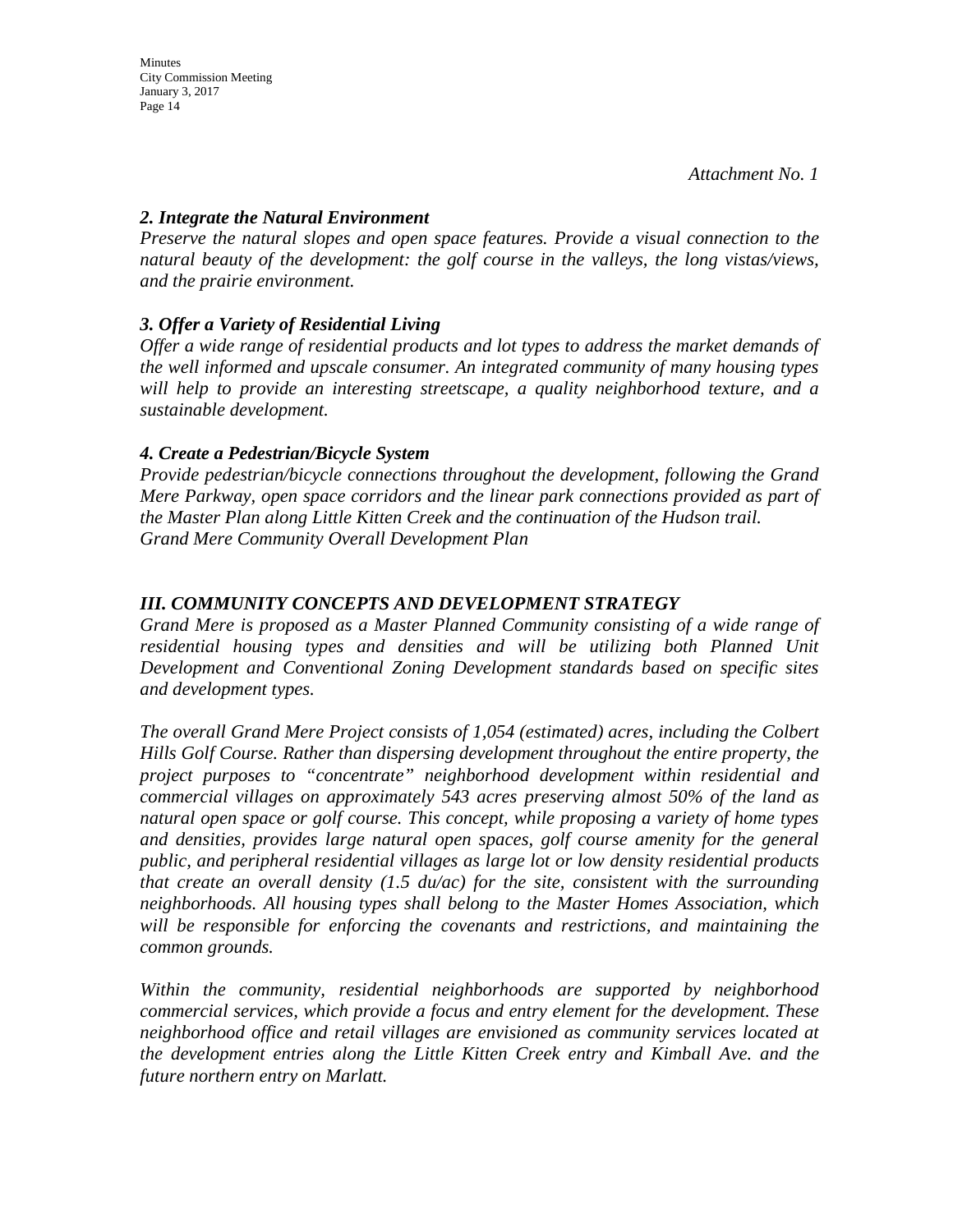*Attachment No. 1*

***2. Integrate the Natural Environment***

*Preserve the natural slopes and open space features. Provide a visual connection to the natural beauty of the development: the golf course in the valleys, the long vistas/views, and the prairie environment.*

***3. Offer a Variety of Residential Living***

*Offer a wide range of residential products and lot types to address the market demands of the well informed and upscale consumer. An integrated community of many housing types will help to provide an interesting streetscape, a quality neighborhood texture, and a sustainable development.*

***4. Create a Pedestrian/Bicycle System***

*Provide pedestrian/bicycle connections throughout the development, following the Grand Mere Parkway, open space corridors and the linear park connections provided as part of the Master Plan along Little Kitten Creek and the continuation of the Hudson trail.*
*Grand Mere Community Overall Development Plan*

***III. COMMUNITY CONCEPTS AND DEVELOPMENT STRATEGY***

*Grand Mere is proposed as a Master Planned Community consisting of a wide range of residential housing types and densities and will be utilizing both Planned Unit Development and Conventional Zoning Development standards based on specific sites and development types.*

*The overall Grand Mere Project consists of 1,054 (estimated) acres, including the Colbert Hills Golf Course. Rather than dispersing development throughout the entire property, the project purposes to "concentrate" neighborhood development within residential and commercial villages on approximately 543 acres preserving almost 50% of the land as natural open space or golf course. This concept, while proposing a variety of home types and densities, provides large natural open spaces, golf course amenity for the general public, and peripheral residential villages as large lot or low density residential products that create an overall density (1.5 du/ac) for the site, consistent with the surrounding neighborhoods. All housing types shall belong to the Master Homes Association, which will be responsible for enforcing the covenants and restrictions, and maintaining the common grounds.*

*Within the community, residential neighborhoods are supported by neighborhood commercial services, which provide a focus and entry element for the development. These neighborhood office and retail villages are envisioned as community services located at the development entries along the Little Kitten Creek entry and Kimball Ave. and the future northern entry on Marlatt.*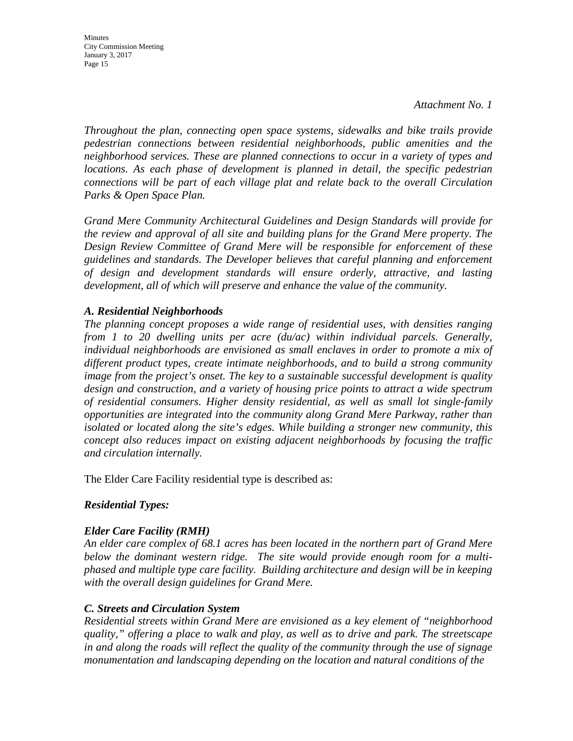*Attachment No. 1*

*Throughout the plan, connecting open space systems, sidewalks and bike trails provide pedestrian connections between residential neighborhoods, public amenities and the neighborhood services. These are planned connections to occur in a variety of types and locations. As each phase of development is planned in detail, the specific pedestrian connections will be part of each village plat and relate back to the overall Circulation Parks & Open Space Plan.*

*Grand Mere Community Architectural Guidelines and Design Standards will provide for the review and approval of all site and building plans for the Grand Mere property. The Design Review Committee of Grand Mere will be responsible for enforcement of these guidelines and standards. The Developer believes that careful planning and enforcement of design and development standards will ensure orderly, attractive, and lasting development, all of which will preserve and enhance the value of the community.*

***A. Residential Neighborhoods***

*The planning concept proposes a wide range of residential uses, with densities ranging from 1 to 20 dwelling units per acre (du/ac) within individual parcels. Generally, individual neighborhoods are envisioned as small enclaves in order to promote a mix of different product types, create intimate neighborhoods, and to build a strong community image from the project's onset. The key to a sustainable successful development is quality design and construction, and a variety of housing price points to attract a wide spectrum of residential consumers. Higher density residential, as well as small lot single-family opportunities are integrated into the community along Grand Mere Parkway, rather than isolated or located along the site's edges. While building a stronger new community, this concept also reduces impact on existing adjacent neighborhoods by focusing the traffic and circulation internally.*

The Elder Care Facility residential type is described as:

***Residential Types:***

***Elder Care Facility (RMH)***

*An elder care complex of 68.1 acres has been located in the northern part of Grand Mere below the dominant western ridge. The site would provide enough room for a multi-phased and multiple type care facility. Building architecture and design will be in keeping with the overall design guidelines for Grand Mere.*

***C. Streets and Circulation System***

*Residential streets within Grand Mere are envisioned as a key element of "neighborhood quality," offering a place to walk and play, as well as to drive and park. The streetscape in and along the roads will reflect the quality of the community through the use of signage monumentation and landscaping depending on the location and natural conditions of the*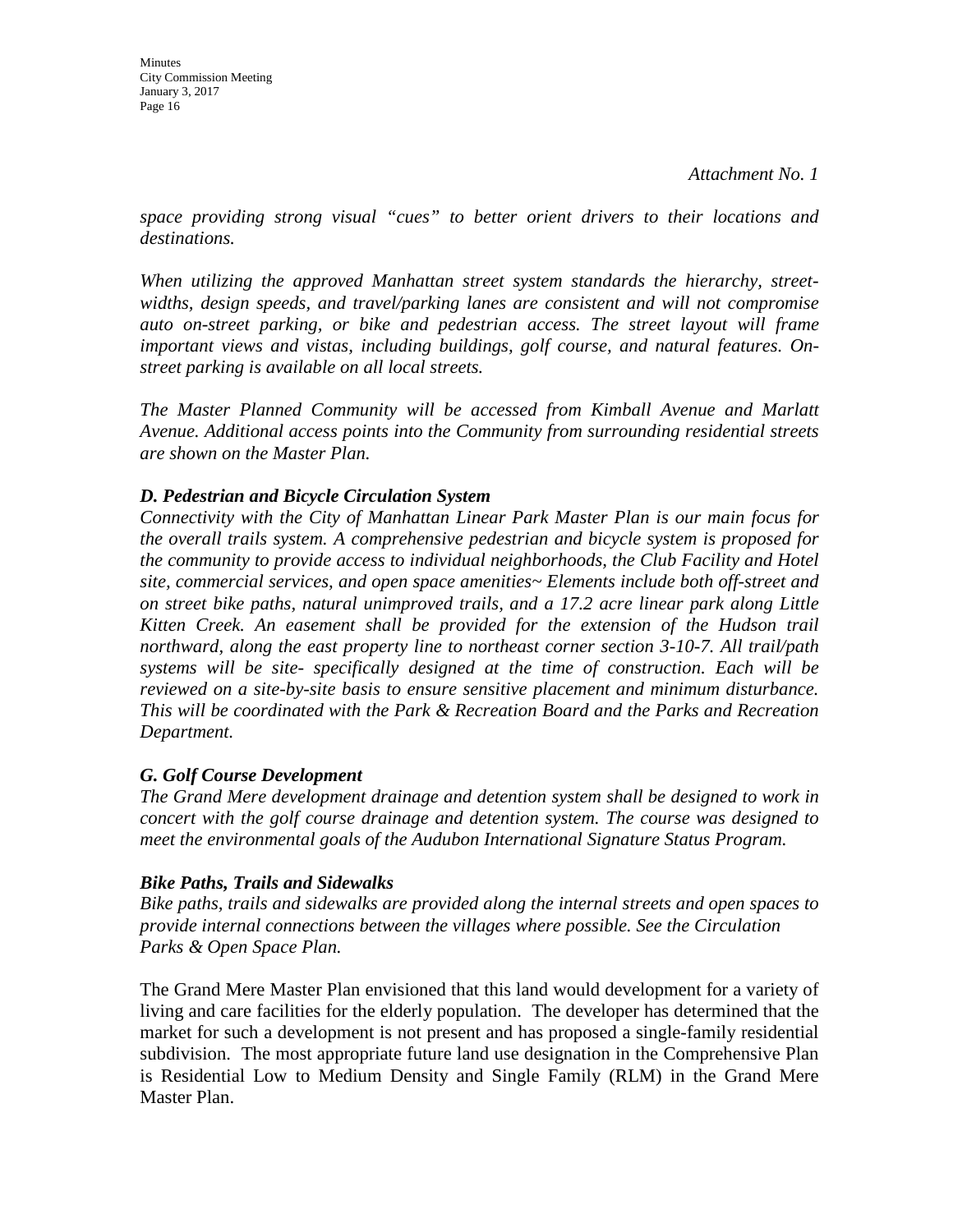*Attachment No. 1*

*space providing strong visual "cues" to better orient drivers to their locations and destinations.*

*When utilizing the approved Manhattan street system standards the hierarchy, street-widths, design speeds, and travel/parking lanes are consistent and will not compromise auto on-street parking, or bike and pedestrian access. The street layout will frame important views and vistas, including buildings, golf course, and natural features. On-street parking is available on all local streets.*

*The Master Planned Community will be accessed from Kimball Avenue and Marlatt Avenue. Additional access points into the Community from surrounding residential streets are shown on the Master Plan.*

***D. Pedestrian and Bicycle Circulation System***

*Connectivity with the City of Manhattan Linear Park Master Plan is our main focus for the overall trails system. A comprehensive pedestrian and bicycle system is proposed for the community to provide access to individual neighborhoods, the Club Facility and Hotel site, commercial services, and open space amenities~ Elements include both off-street and on street bike paths, natural unimproved trails, and a 17.2 acre linear park along Little Kitten Creek. An easement shall be provided for the extension of the Hudson trail northward, along the east property line to northeast corner section 3-10-7. All trail/path systems will be site- specifically designed at the time of construction. Each will be reviewed on a site-by-site basis to ensure sensitive placement and minimum disturbance. This will be coordinated with the Park & Recreation Board and the Parks and Recreation Department.*

***G. Golf Course Development***

*The Grand Mere development drainage and detention system shall be designed to work in concert with the golf course drainage and detention system. The course was designed to meet the environmental goals of the Audubon International Signature Status Program.*

***Bike Paths, Trails and Sidewalks***

*Bike paths, trails and sidewalks are provided along the internal streets and open spaces to provide internal connections between the villages where possible. See the Circulation Parks & Open Space Plan.*

The Grand Mere Master Plan envisioned that this land would development for a variety of living and care facilities for the elderly population. The developer has determined that the market for such a development is not present and has proposed a single-family residential subdivision. The most appropriate future land use designation in the Comprehensive Plan is Residential Low to Medium Density and Single Family (RLM) in the Grand Mere Master Plan.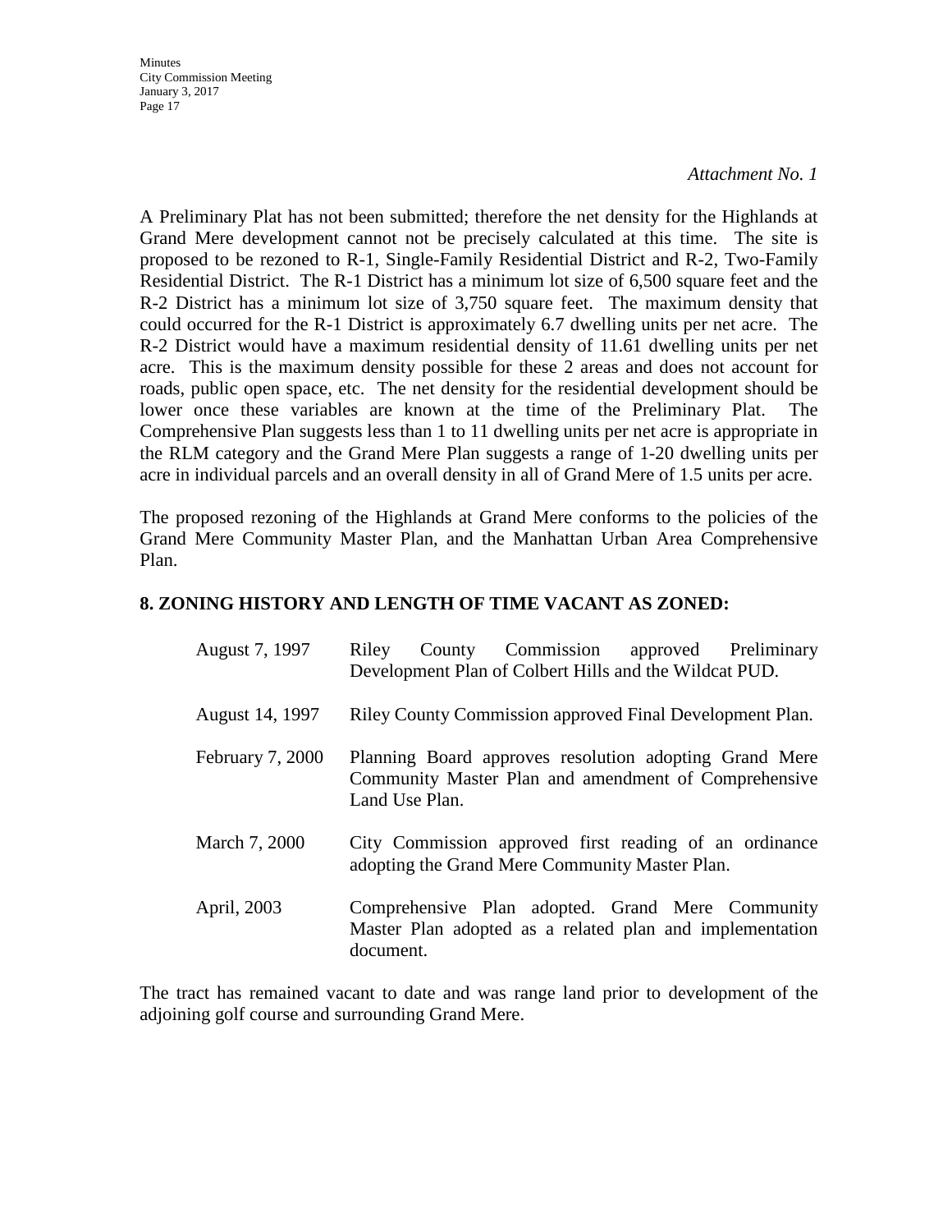*Attachment No. 1*

A Preliminary Plat has not been submitted; therefore the net density for the Highlands at Grand Mere development cannot not be precisely calculated at this time. The site is proposed to be rezoned to R-1, Single-Family Residential District and R-2, Two-Family Residential District. The R-1 District has a minimum lot size of 6,500 square feet and the R-2 District has a minimum lot size of 3,750 square feet. The maximum density that could occurred for the R-1 District is approximately 6.7 dwelling units per net acre. The R-2 District would have a maximum residential density of 11.61 dwelling units per net acre. This is the maximum density possible for these 2 areas and does not account for roads, public open space, etc. The net density for the residential development should be lower once these variables are known at the time of the Preliminary Plat. The Comprehensive Plan suggests less than 1 to 11 dwelling units per net acre is appropriate in the RLM category and the Grand Mere Plan suggests a range of 1-20 dwelling units per acre in individual parcels and an overall density in all of Grand Mere of 1.5 units per acre.

The proposed rezoning of the Highlands at Grand Mere conforms to the policies of the Grand Mere Community Master Plan, and the Manhattan Urban Area Comprehensive Plan.

## 8. ZONING HISTORY AND LENGTH OF TIME VACANT AS ZONED:

| | |
|---|---|
| August 7, 1997 | Riley County Commission approved Preliminary Development Plan of Colbert Hills and the Wildcat PUD. |
| August 14, 1997 | Riley County Commission approved Final Development Plan. |
| February 7, 2000 | Planning Board approves resolution adopting Grand Mere Community Master Plan and amendment of Comprehensive Land Use Plan. |
| March 7, 2000 | City Commission approved first reading of an ordinance adopting the Grand Mere Community Master Plan. |
| April, 2003 | Comprehensive Plan adopted. Grand Mere Community Master Plan adopted as a related plan and implementation document. |

The tract has remained vacant to date and was range land prior to development of the adjoining golf course and surrounding Grand Mere.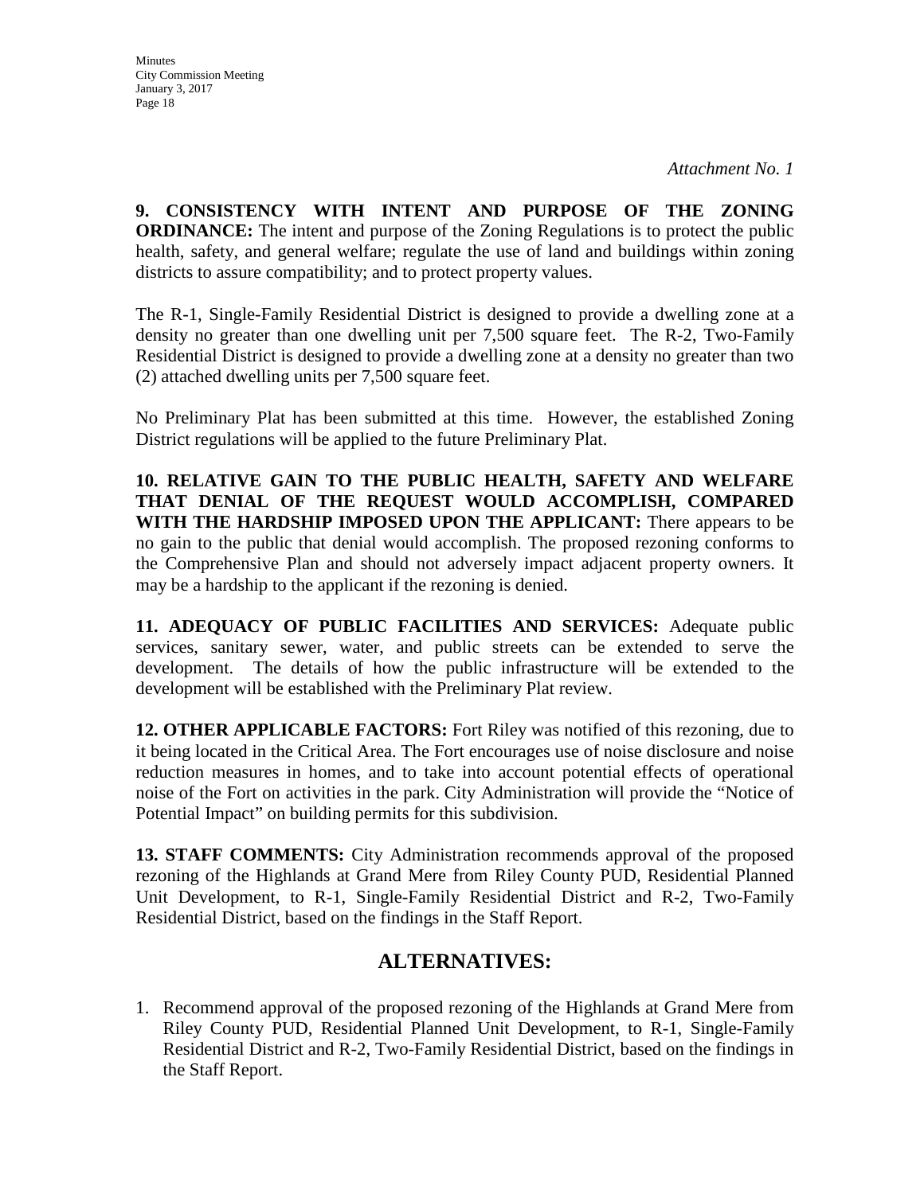*Attachment No. 1*

**9. CONSISTENCY WITH INTENT AND PURPOSE OF THE ZONING ORDINANCE:** The intent and purpose of the Zoning Regulations is to protect the public health, safety, and general welfare; regulate the use of land and buildings within zoning districts to assure compatibility; and to protect property values.

The R-1, Single-Family Residential District is designed to provide a dwelling zone at a density no greater than one dwelling unit per 7,500 square feet. The R-2, Two-Family Residential District is designed to provide a dwelling zone at a density no greater than two (2) attached dwelling units per 7,500 square feet.

No Preliminary Plat has been submitted at this time. However, the established Zoning District regulations will be applied to the future Preliminary Plat.

**10. RELATIVE GAIN TO THE PUBLIC HEALTH, SAFETY AND WELFARE THAT DENIAL OF THE REQUEST WOULD ACCOMPLISH, COMPARED WITH THE HARDSHIP IMPOSED UPON THE APPLICANT:** There appears to be no gain to the public that denial would accomplish. The proposed rezoning conforms to the Comprehensive Plan and should not adversely impact adjacent property owners. It may be a hardship to the applicant if the rezoning is denied.

**11. ADEQUACY OF PUBLIC FACILITIES AND SERVICES:** Adequate public services, sanitary sewer, water, and public streets can be extended to serve the development. The details of how the public infrastructure will be extended to the development will be established with the Preliminary Plat review.

**12. OTHER APPLICABLE FACTORS:** Fort Riley was notified of this rezoning, due to it being located in the Critical Area. The Fort encourages use of noise disclosure and noise reduction measures in homes, and to take into account potential effects of operational noise of the Fort on activities in the park. City Administration will provide the "Notice of Potential Impact" on building permits for this subdivision.

**13. STAFF COMMENTS:** City Administration recommends approval of the proposed rezoning of the Highlands at Grand Mere from Riley County PUD, Residential Planned Unit Development, to R-1, Single-Family Residential District and R-2, Two-Family Residential District, based on the findings in the Staff Report.

## ALTERNATIVES:

1. Recommend approval of the proposed rezoning of the Highlands at Grand Mere from Riley County PUD, Residential Planned Unit Development, to R-1, Single-Family Residential District and R-2, Two-Family Residential District, based on the findings in the Staff Report.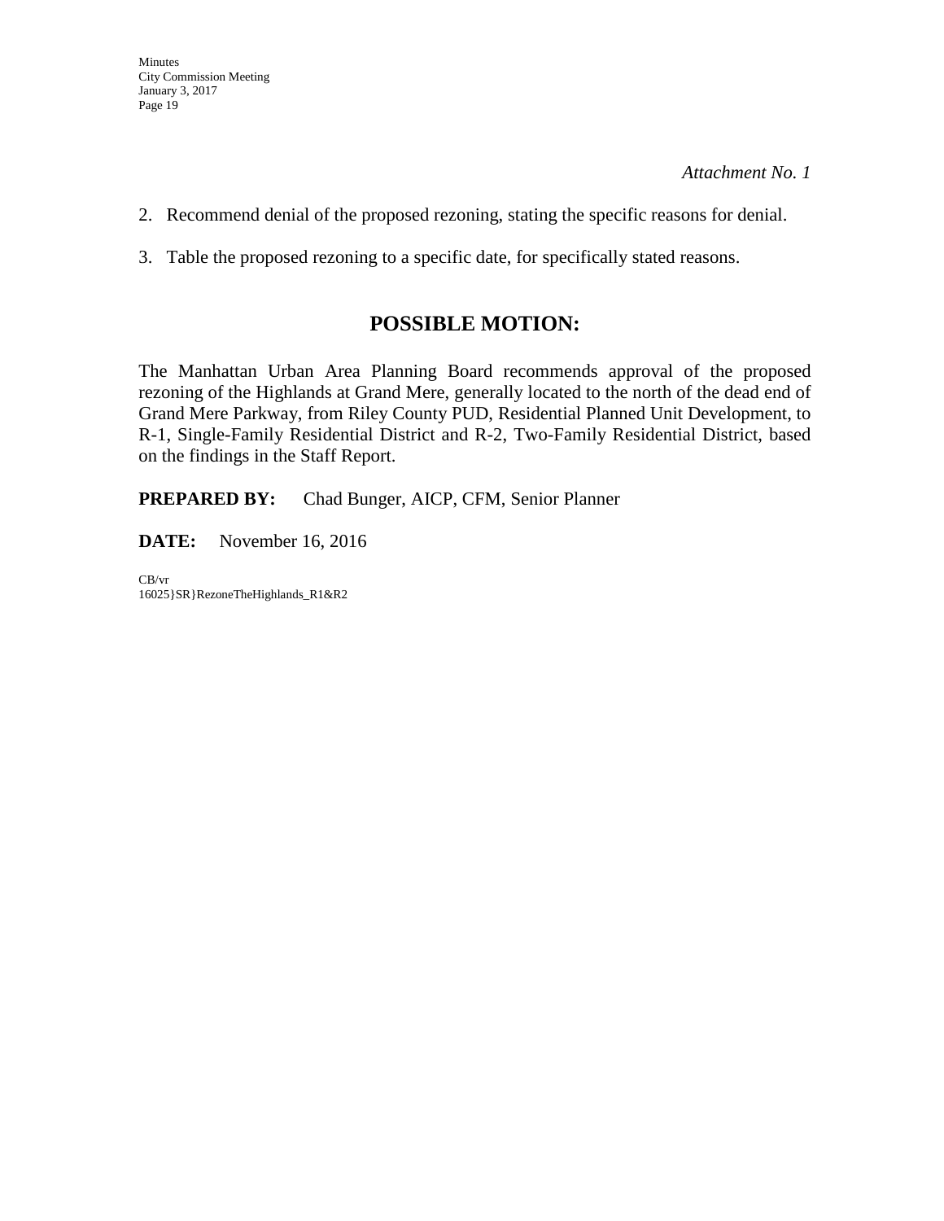*Attachment No. 1*

2. Recommend denial of the proposed rezoning, stating the specific reasons for denial.

3. Table the proposed rezoning to a specific date, for specifically stated reasons.

## POSSIBLE MOTION:

The Manhattan Urban Area Planning Board recommends approval of the proposed rezoning of the Highlands at Grand Mere, generally located to the north of the dead end of Grand Mere Parkway, from Riley County PUD, Residential Planned Unit Development, to R-1, Single-Family Residential District and R-2, Two-Family Residential District, based on the findings in the Staff Report.

**PREPARED BY:** Chad Bunger, AICP, CFM, Senior Planner

**DATE:** November 16, 2016

CB/vr
16025}SR}RezoneTheHighlands_R1&R2